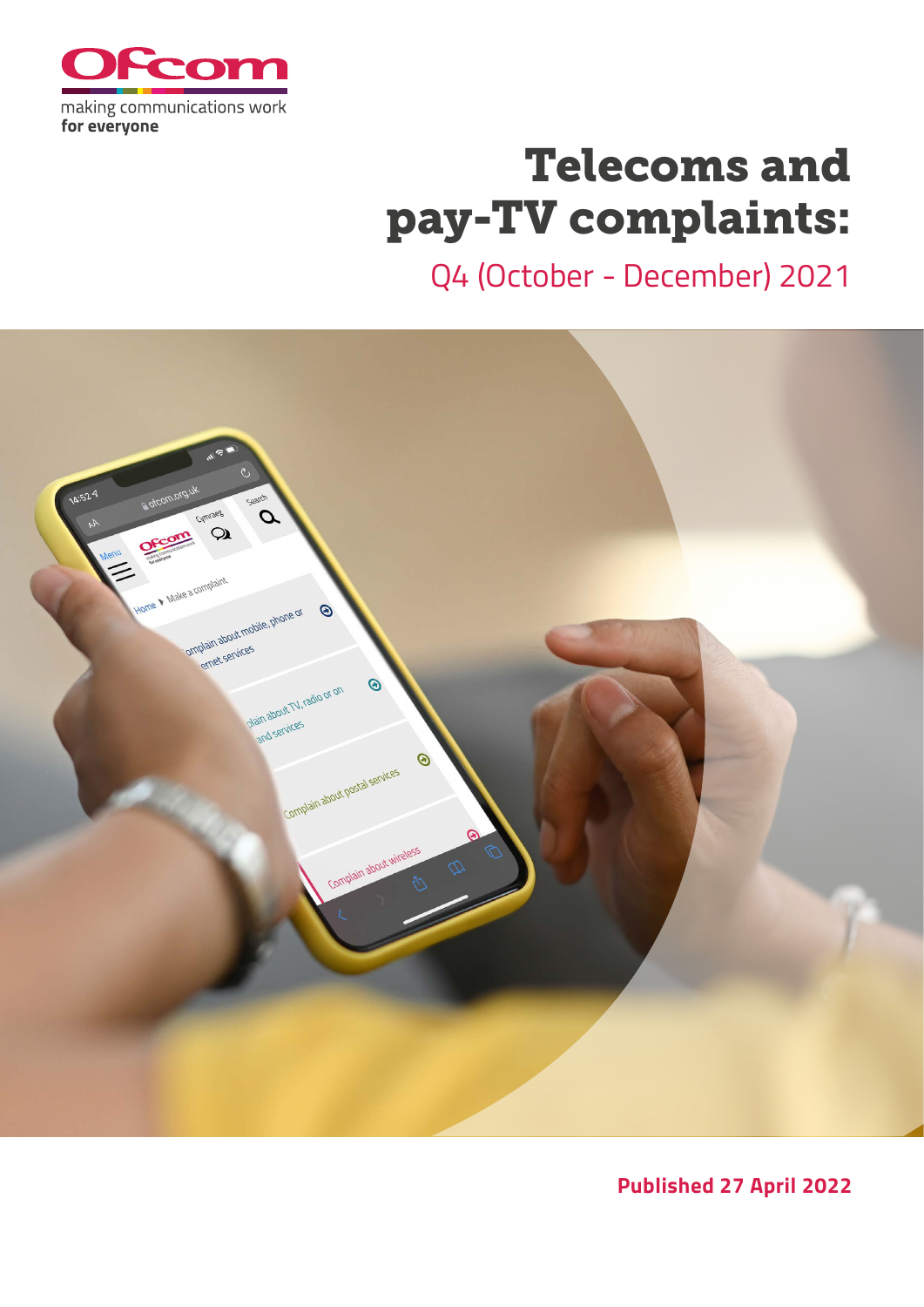Ofcom

making communications work
**for everyone**

# Telecoms and pay-TV complaints:

## Q4 (October - December) 2021

**Published 27 April 2022**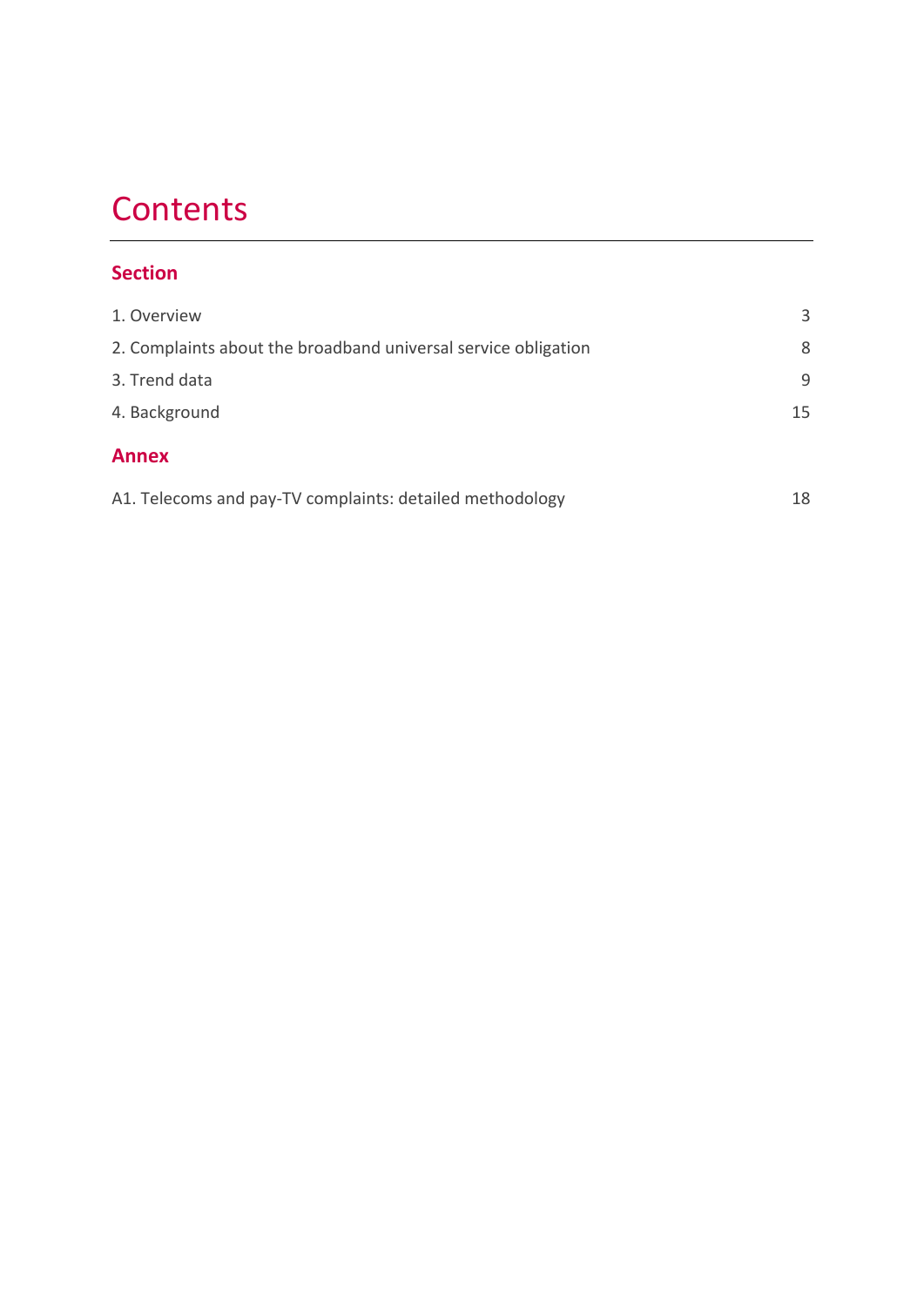# Contents

## Section

| | |
|---|---|
| 1. Overview | 3 |
| 2. Complaints about the broadband universal service obligation | 8 |
| 3. Trend data | 9 |
| 4. Background | 15 |

## Annex

| | |
|---|---|
| A1. Telecoms and pay-TV complaints: detailed methodology | 18 |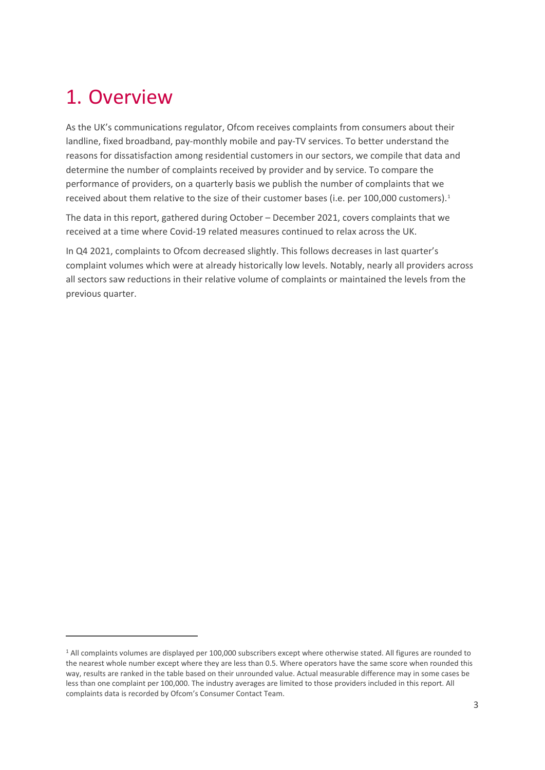# 1. Overview

As the UK's communications regulator, Ofcom receives complaints from consumers about their landline, fixed broadband, pay-monthly mobile and pay-TV services. To better understand the reasons for dissatisfaction among residential customers in our sectors, we compile that data and determine the number of complaints received by provider and by service. To compare the performance of providers, on a quarterly basis we publish the number of complaints that we received about them relative to the size of their customer bases (i.e. per 100,000 customers).[1]

The data in this report, gathered during October – December 2021, covers complaints that we received at a time where Covid-19 related measures continued to relax across the UK.

In Q4 2021, complaints to Ofcom decreased slightly. This follows decreases in last quarter's complaint volumes which were at already historically low levels. Notably, nearly all providers across all sectors saw reductions in their relative volume of complaints or maintained the levels from the previous quarter.

[1] All complaints volumes are displayed per 100,000 subscribers except where otherwise stated. All figures are rounded to the nearest whole number except where they are less than 0.5. Where operators have the same score when rounded this way, results are ranked in the table based on their unrounded value. Actual measurable difference may in some cases be less than one complaint per 100,000. The industry averages are limited to those providers included in this report. All complaints data is recorded by Ofcom's Consumer Contact Team.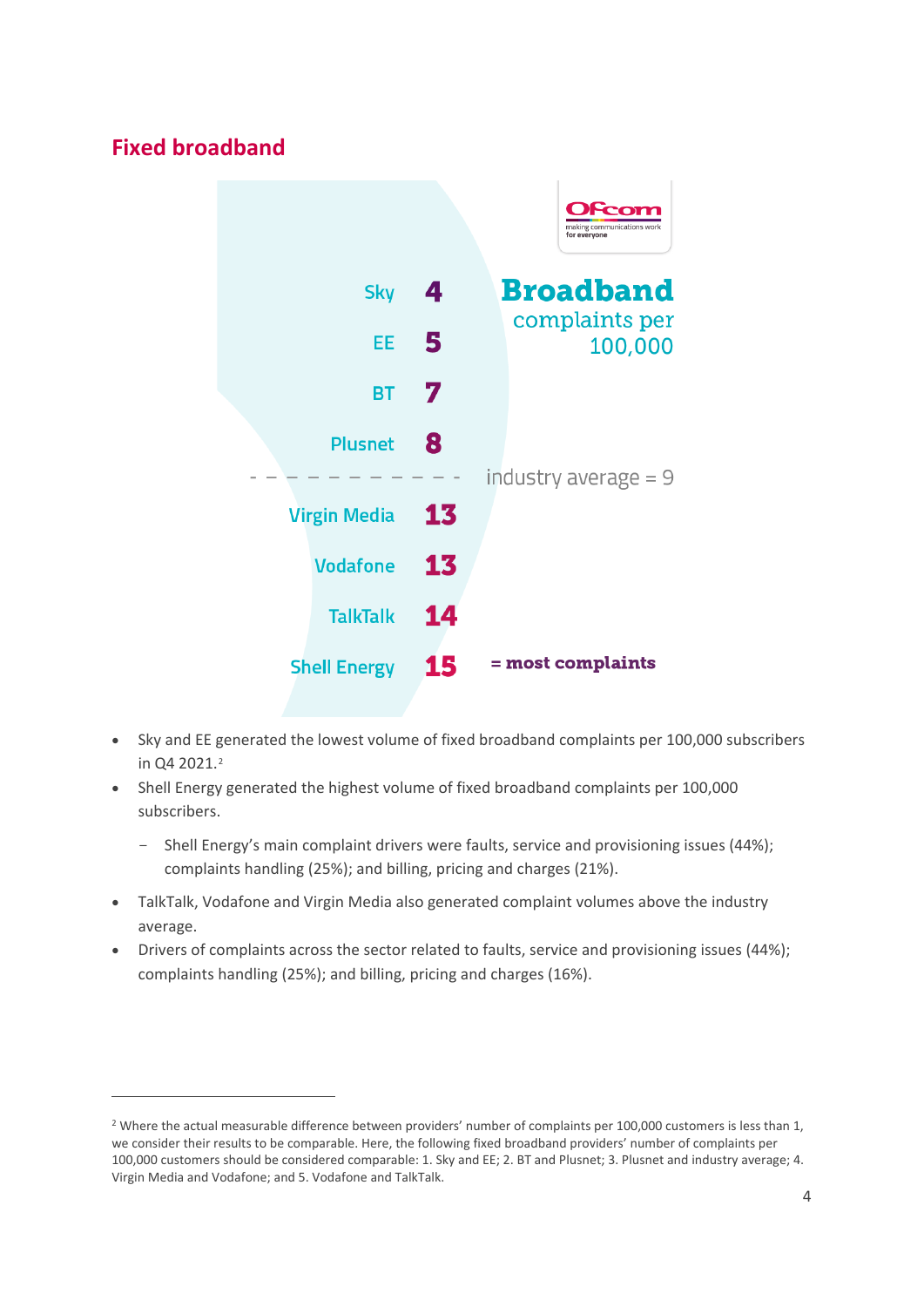## Fixed broadband

**Broadband** complaints per 100,000

| Provider | Complaints per 100,000 |
|---|---|
| Sky | 4 |
| EE | 5 |
| BT | 7 |
| Plusnet | 8 |
| *industry average = 9* | |
| Virgin Media | 13 |
| Vodafone | 13 |
| TalkTalk | 14 |
| Shell Energy | 15 **= most complaints** |

- Sky and EE generated the lowest volume of fixed broadband complaints per 100,000 subscribers in Q4 2021.[2]
- Shell Energy generated the highest volume of fixed broadband complaints per 100,000 subscribers.
  - Shell Energy's main complaint drivers were faults, service and provisioning issues (44%); complaints handling (25%); and billing, pricing and charges (21%).
- TalkTalk, Vodafone and Virgin Media also generated complaint volumes above the industry average.
- Drivers of complaints across the sector related to faults, service and provisioning issues (44%); complaints handling (25%); and billing, pricing and charges (16%).

[2] Where the actual measurable difference between providers' number of complaints per 100,000 customers is less than 1, we consider their results to be comparable. Here, the following fixed broadband providers' number of complaints per 100,000 customers should be considered comparable: 1. Sky and EE; 2. BT and Plusnet; 3. Plusnet and industry average; 4. Virgin Media and Vodafone; and 5. Vodafone and TalkTalk.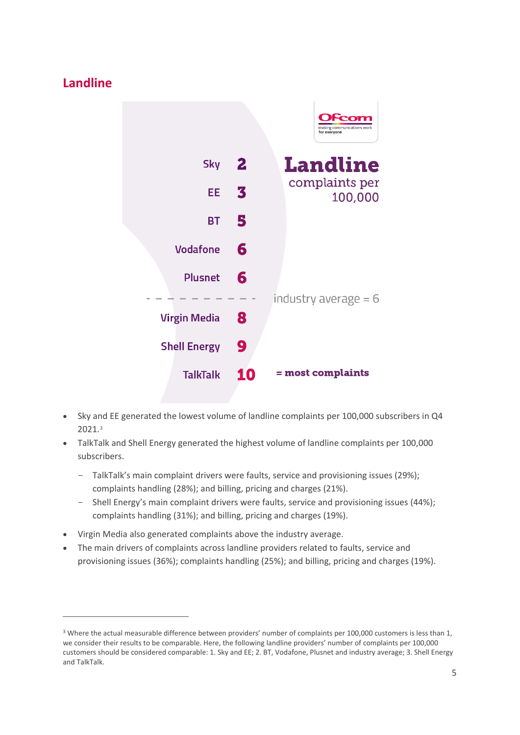## Landline

**Landline** complaints per 100,000

| Provider | Complaints per 100,000 |
| --- | --- |
| Sky | 2 |
| EE | 3 |
| BT | 5 |
| Vodafone | 6 |
| Plusnet | 6 |
| *industry average = 6* | |
| Virgin Media | 8 |
| Shell Energy | 9 |
| TalkTalk | 10 = **most complaints** |

- Sky and EE generated the lowest volume of landline complaints per 100,000 subscribers in Q4 2021.[3]
- TalkTalk and Shell Energy generated the highest volume of landline complaints per 100,000 subscribers.
  - TalkTalk's main complaint drivers were faults, service and provisioning issues (29%); complaints handling (28%); and billing, pricing and charges (21%).
  - Shell Energy's main complaint drivers were faults, service and provisioning issues (44%); complaints handling (31%); and billing, pricing and charges (19%).
- Virgin Media also generated complaints above the industry average.
- The main drivers of complaints across landline providers related to faults, service and provisioning issues (36%); complaints handling (25%); and billing, pricing and charges (19%).

---

[3] Where the actual measurable difference between providers' number of complaints per 100,000 customers is less than 1, we consider their results to be comparable. Here, the following landline providers' number of complaints per 100,000 customers should be considered comparable: 1. Sky and EE; 2. BT, Vodafone, Plusnet and industry average; 3. Shell Energy and TalkTalk.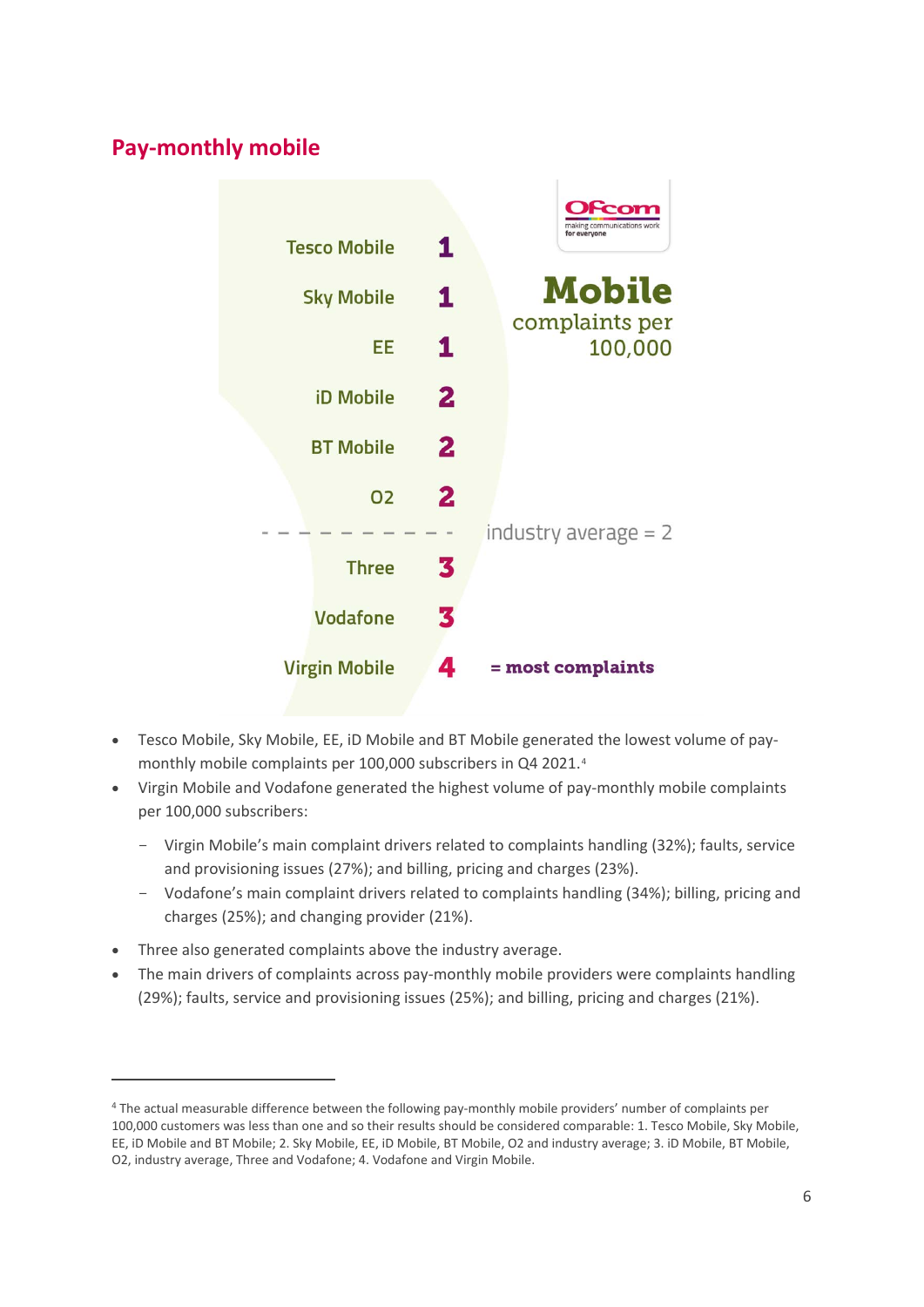## Pay-monthly mobile

Ofcom
making communications work
for everyone

**Mobile**
complaints per 100,000

| Provider | Complaints per 100,000 |
|---|---|
| Tesco Mobile | 1 |
| Sky Mobile | 1 |
| EE | 1 |
| iD Mobile | 2 |
| BT Mobile | 2 |
| O2 | 2 |
| *industry average = 2* | |
| Three | 3 |
| Vodafone | 3 |
| Virgin Mobile | 4 |

4 **= most complaints**

- Tesco Mobile, Sky Mobile, EE, iD Mobile and BT Mobile generated the lowest volume of pay-monthly mobile complaints per 100,000 subscribers in Q4 2021.[4]
- Virgin Mobile and Vodafone generated the highest volume of pay-monthly mobile complaints per 100,000 subscribers:
  - Virgin Mobile's main complaint drivers related to complaints handling (32%); faults, service and provisioning issues (27%); and billing, pricing and charges (23%).
  - Vodafone's main complaint drivers related to complaints handling (34%); billing, pricing and charges (25%); and changing provider (21%).
- Three also generated complaints above the industry average.
- The main drivers of complaints across pay-monthly mobile providers were complaints handling (29%); faults, service and provisioning issues (25%); and billing, pricing and charges (21%).

---

[4] The actual measurable difference between the following pay-monthly mobile providers' number of complaints per 100,000 customers was less than one and so their results should be considered comparable: 1. Tesco Mobile, Sky Mobile, EE, iD Mobile and BT Mobile; 2. Sky Mobile, EE, iD Mobile, BT Mobile, O2 and industry average; 3. iD Mobile, BT Mobile, O2, industry average, Three and Vodafone; 4. Vodafone and Virgin Mobile.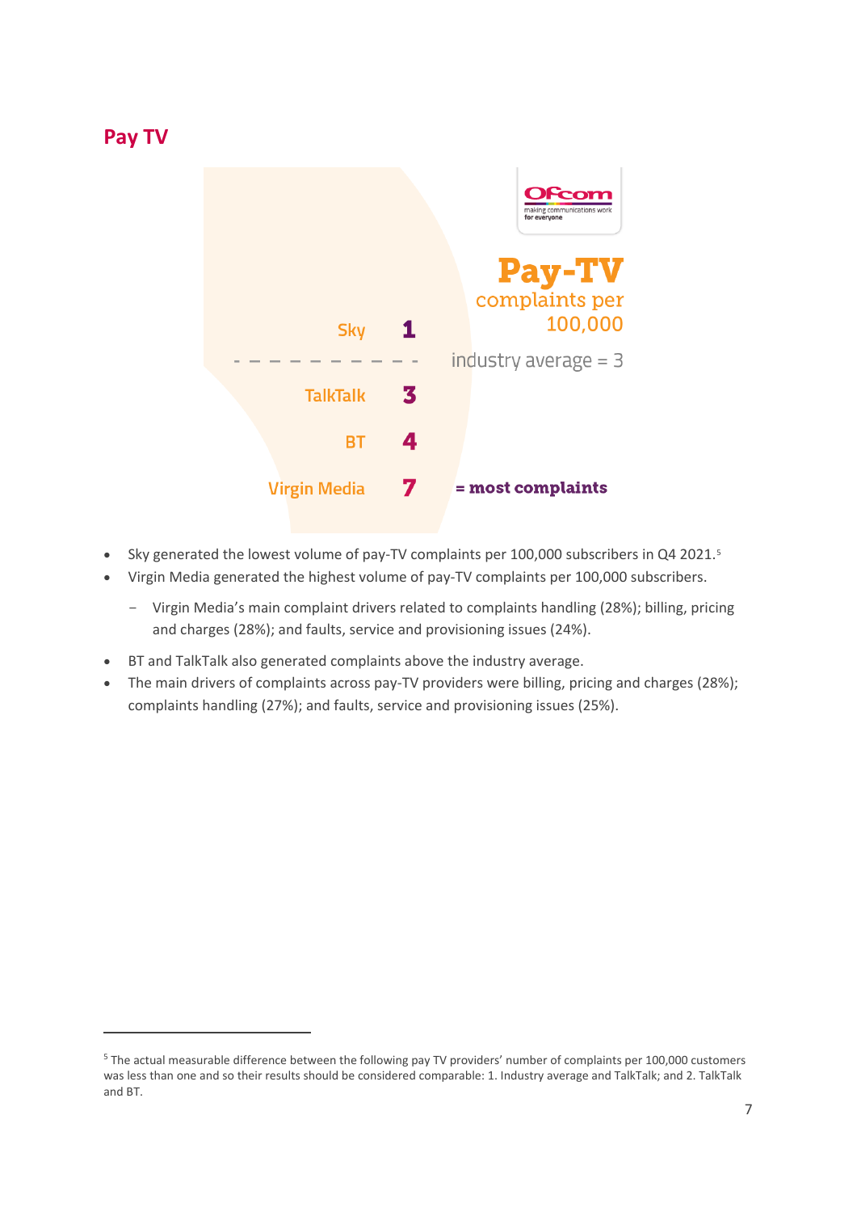## Pay TV

**Pay-TV**
complaints per 100,000

| Provider | Complaints per 100,000 |
| --- | --- |
| Sky | 1 |
| *industry average = 3* | |
| TalkTalk | 3 |
| BT | 4 |
| Virgin Media | 7 (= most complaints) |

- Sky generated the lowest volume of pay-TV complaints per 100,000 subscribers in Q4 2021.[5]
- Virgin Media generated the highest volume of pay-TV complaints per 100,000 subscribers.
  - Virgin Media's main complaint drivers related to complaints handling (28%); billing, pricing and charges (28%); and faults, service and provisioning issues (24%).
- BT and TalkTalk also generated complaints above the industry average.
- The main drivers of complaints across pay-TV providers were billing, pricing and charges (28%); complaints handling (27%); and faults, service and provisioning issues (25%).

---

[5] The actual measurable difference between the following pay TV providers' number of complaints per 100,000 customers was less than one and so their results should be considered comparable: 1. Industry average and TalkTalk; and 2. TalkTalk and BT.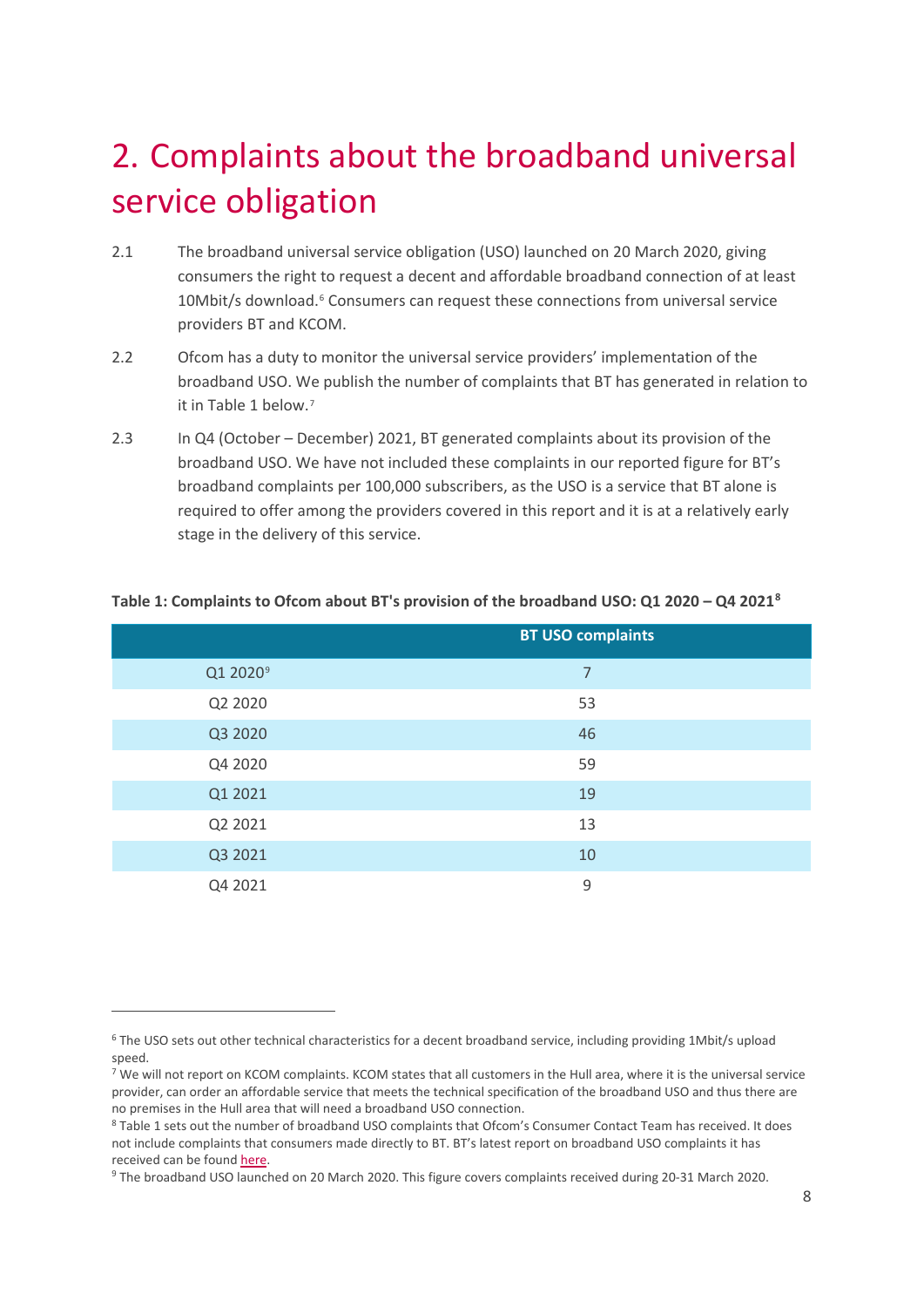# 2. Complaints about the broadband universal service obligation

2.1 The broadband universal service obligation (USO) launched on 20 March 2020, giving consumers the right to request a decent and affordable broadband connection of at least 10Mbit/s download.[6] Consumers can request these connections from universal service providers BT and KCOM.

2.2 Ofcom has a duty to monitor the universal service providers' implementation of the broadband USO. We publish the number of complaints that BT has generated in relation to it in Table 1 below.[7]

2.3 In Q4 (October – December) 2021, BT generated complaints about its provision of the broadband USO. We have not included these complaints in our reported figure for BT's broadband complaints per 100,000 subscribers, as the USO is a service that BT alone is required to offer among the providers covered in this report and it is at a relatively early stage in the delivery of this service.

**Table 1: Complaints to Ofcom about BT's provision of the broadband USO: Q1 2020 – Q4 2021[8]**

| | BT USO complaints |
|---|---|
| Q1 2020[9] | 7 |
| Q2 2020 | 53 |
| Q3 2020 | 46 |
| Q4 2020 | 59 |
| Q1 2021 | 19 |
| Q2 2021 | 13 |
| Q3 2021 | 10 |
| Q4 2021 | 9 |

---

[6] The USO sets out other technical characteristics for a decent broadband service, including providing 1Mbit/s upload speed.

[7] We will not report on KCOM complaints. KCOM states that all customers in the Hull area, where it is the universal service provider, can order an affordable service that meets the technical specification of the broadband USO and thus there are no premises in the Hull area that will need a broadband USO connection.

[8] Table 1 sets out the number of broadband USO complaints that Ofcom's Consumer Contact Team has received. It does not include complaints that consumers made directly to BT. BT's latest report on broadband USO complaints it has received can be found here.

[9] The broadband USO launched on 20 March 2020. This figure covers complaints received during 20-31 March 2020.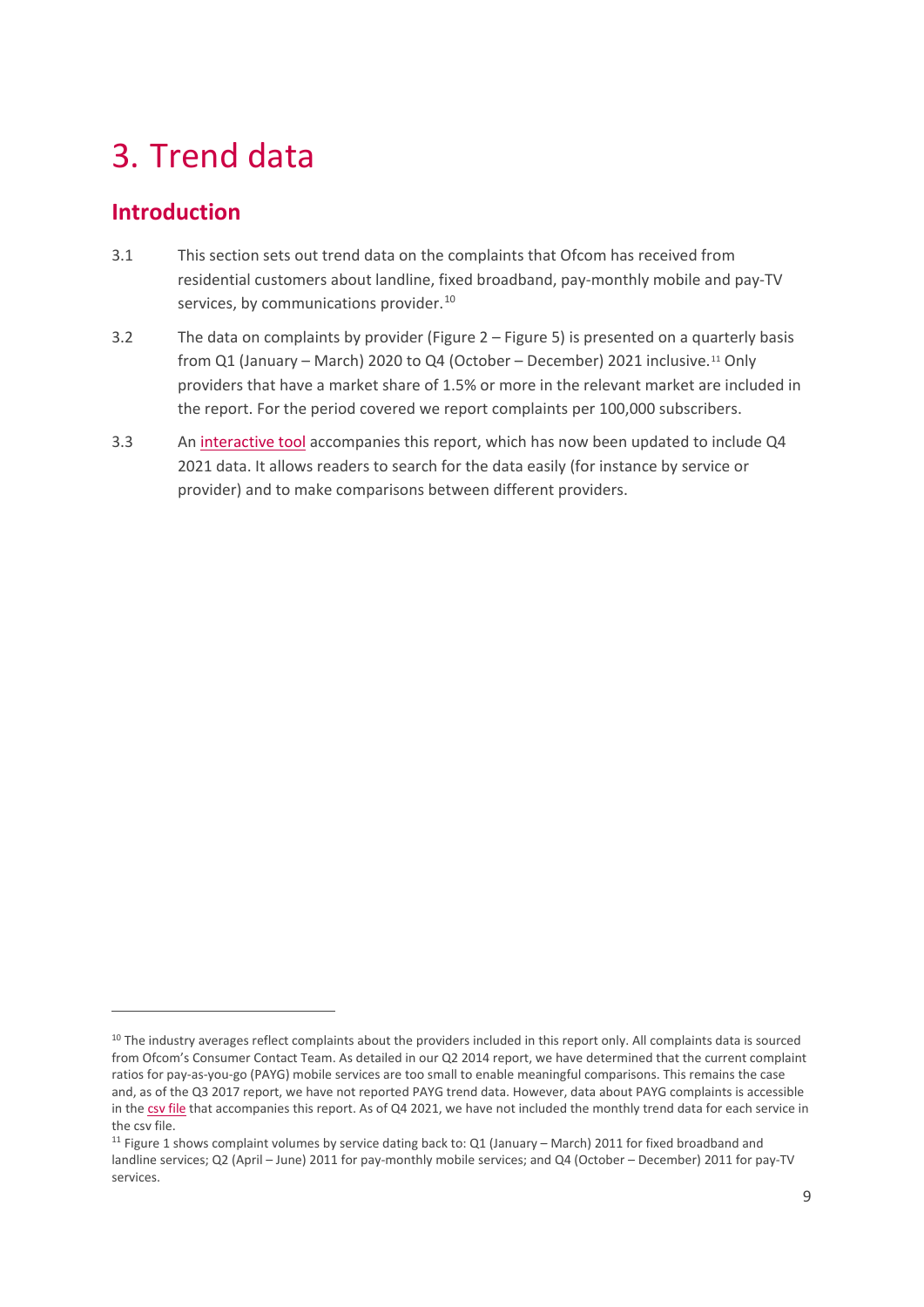# 3. Trend data

## Introduction

3.1 This section sets out trend data on the complaints that Ofcom has received from residential customers about landline, fixed broadband, pay-monthly mobile and pay-TV services, by communications provider.[10]

3.2 The data on complaints by provider (Figure 2 – Figure 5) is presented on a quarterly basis from Q1 (January – March) 2020 to Q4 (October – December) 2021 inclusive.[11] Only providers that have a market share of 1.5% or more in the relevant market are included in the report. For the period covered we report complaints per 100,000 subscribers.

3.3 An interactive tool accompanies this report, which has now been updated to include Q4 2021 data. It allows readers to search for the data easily (for instance by service or provider) and to make comparisons between different providers.

[10] The industry averages reflect complaints about the providers included in this report only. All complaints data is sourced from Ofcom's Consumer Contact Team. As detailed in our Q2 2014 report, we have determined that the current complaint ratios for pay-as-you-go (PAYG) mobile services are too small to enable meaningful comparisons. This remains the case and, as of the Q3 2017 report, we have not reported PAYG trend data. However, data about PAYG complaints is accessible in the csv file that accompanies this report. As of Q4 2021, we have not included the monthly trend data for each service in the csv file.

[11] Figure 1 shows complaint volumes by service dating back to: Q1 (January – March) 2011 for fixed broadband and landline services; Q2 (April – June) 2011 for pay-monthly mobile services; and Q4 (October – December) 2011 for pay-TV services.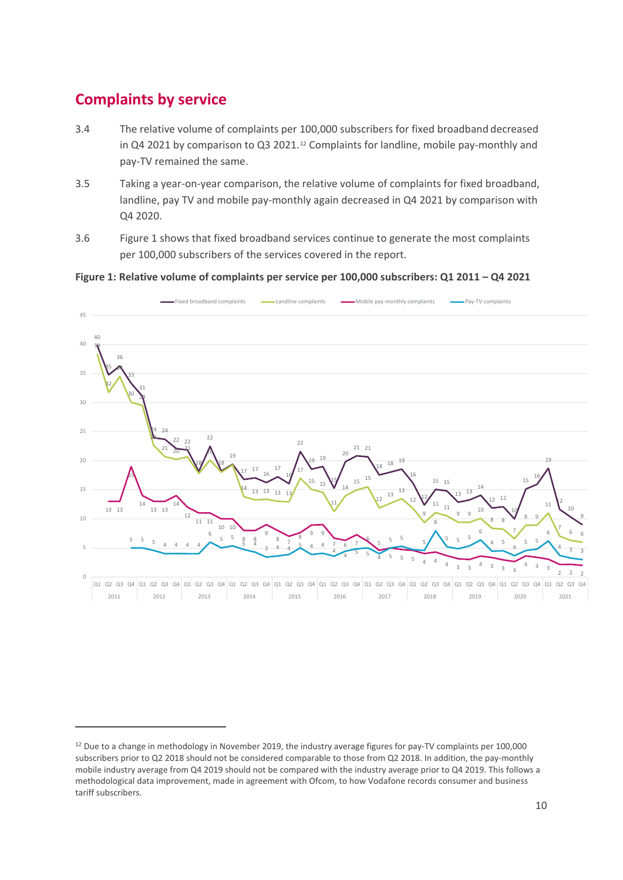## Complaints by service

3.4 The relative volume of complaints per 100,000 subscribers for fixed broadband decreased in Q4 2021 by comparison to Q3 2021.[12] Complaints for landline, mobile pay-monthly and pay-TV remained the same.

3.5 Taking a year-on-year comparison, the relative volume of complaints for fixed broadband, landline, pay TV and mobile pay-monthly again decreased in Q4 2021 by comparison with Q4 2020.

3.6 Figure 1 shows that fixed broadband services continue to generate the most complaints per 100,000 subscribers of the services covered in the report.

**Figure 1: Relative volume of complaints per service per 100,000 subscribers: Q1 2011 – Q4 2021**

[12] Due to a change in methodology in November 2019, the industry average figures for pay-TV complaints per 100,000 subscribers prior to Q2 2018 should not be considered comparable to those from Q2 2018. In addition, the pay-monthly mobile industry average from Q4 2019 should not be compared with the industry average prior to Q4 2019. This follows a methodological data improvement, made in agreement with Ofcom, to how Vodafone records consumer and business tariff subscribers.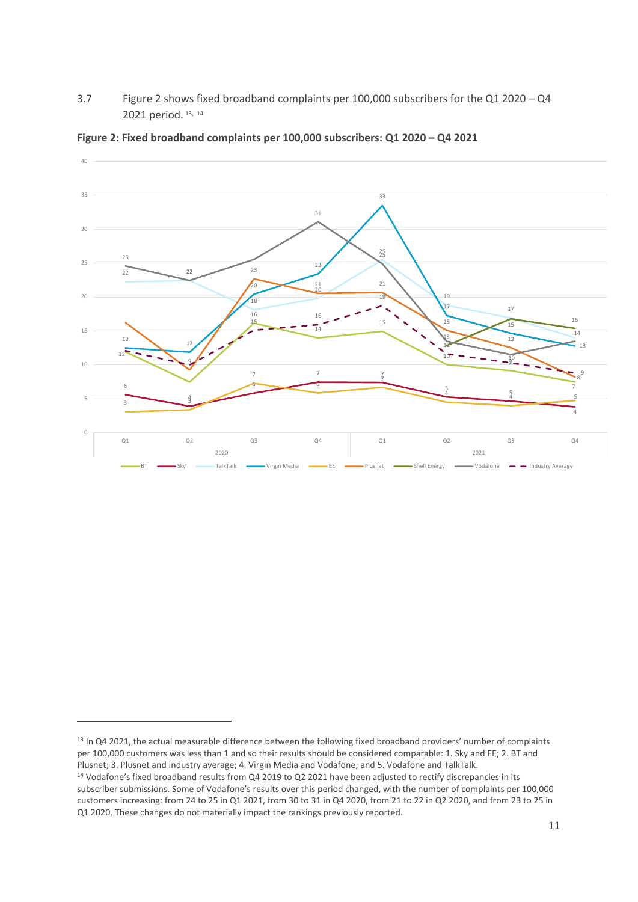3.7 Figure 2 shows fixed broadband complaints per 100,000 subscribers for the Q1 2020 – Q4 2021 period.[13, 14]

**Figure 2: Fixed broadband complaints per 100,000 subscribers: Q1 2020 – Q4 2021**

---

[13] In Q4 2021, the actual measurable difference between the following fixed broadband providers' number of complaints per 100,000 customers was less than 1 and so their results should be considered comparable: 1. Sky and EE; 2. BT and Plusnet; 3. Plusnet and industry average; 4. Virgin Media and Vodafone; and 5. Vodafone and TalkTalk.

[14] Vodafone's fixed broadband results from Q4 2019 to Q2 2021 have been adjusted to rectify discrepancies in its subscriber submissions. Some of Vodafone's results over this period changed, with the number of complaints per 100,000 customers increasing: from 24 to 25 in Q1 2021, from 30 to 31 in Q4 2020, from 21 to 22 in Q2 2020, and from 23 to 25 in Q1 2020. These changes do not materially impact the rankings previously reported.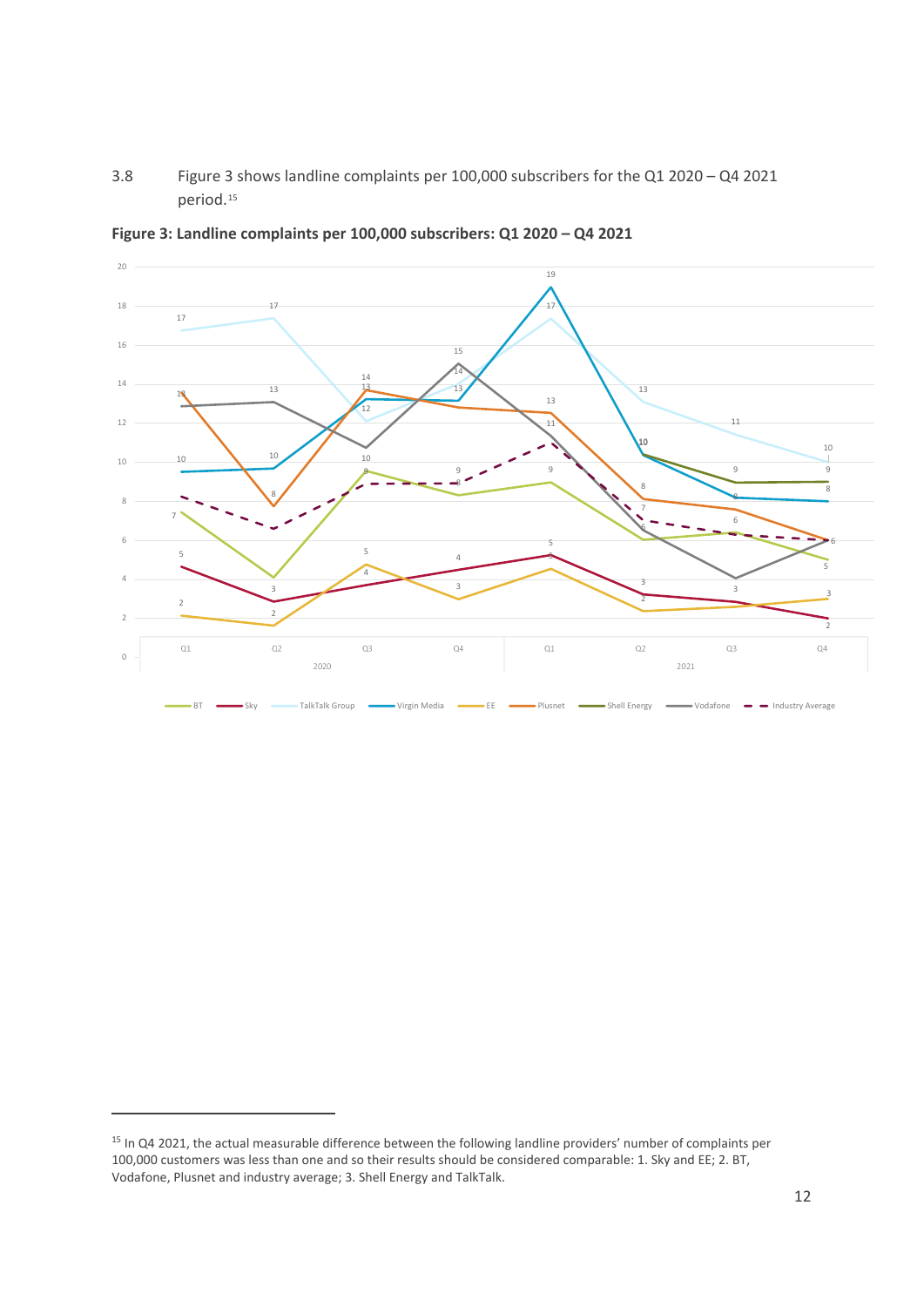3.8 Figure 3 shows landline complaints per 100,000 subscribers for the Q1 2020 – Q4 2021 period.[15]

**Figure 3: Landline complaints per 100,000 subscribers: Q1 2020 – Q4 2021**

---

[15] In Q4 2021, the actual measurable difference between the following landline providers' number of complaints per 100,000 customers was less than one and so their results should be considered comparable: 1. Sky and EE; 2. BT, Vodafone, Plusnet and industry average; 3. Shell Energy and TalkTalk.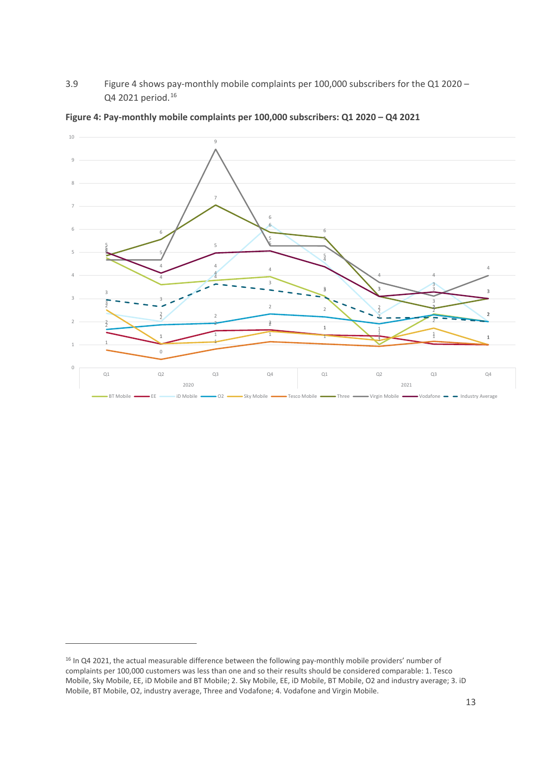3.9 Figure 4 shows pay-monthly mobile complaints per 100,000 subscribers for the Q1 2020 – Q4 2021 period.[16]

**Figure 4: Pay-monthly mobile complaints per 100,000 subscribers: Q1 2020 – Q4 2021**

[16] In Q4 2021, the actual measurable difference between the following pay-monthly mobile providers' number of complaints per 100,000 customers was less than one and so their results should be considered comparable: 1. Tesco Mobile, Sky Mobile, EE, iD Mobile and BT Mobile; 2. Sky Mobile, EE, iD Mobile, BT Mobile, O2 and industry average; 3. iD Mobile, BT Mobile, O2, industry average, Three and Vodafone; 4. Vodafone and Virgin Mobile.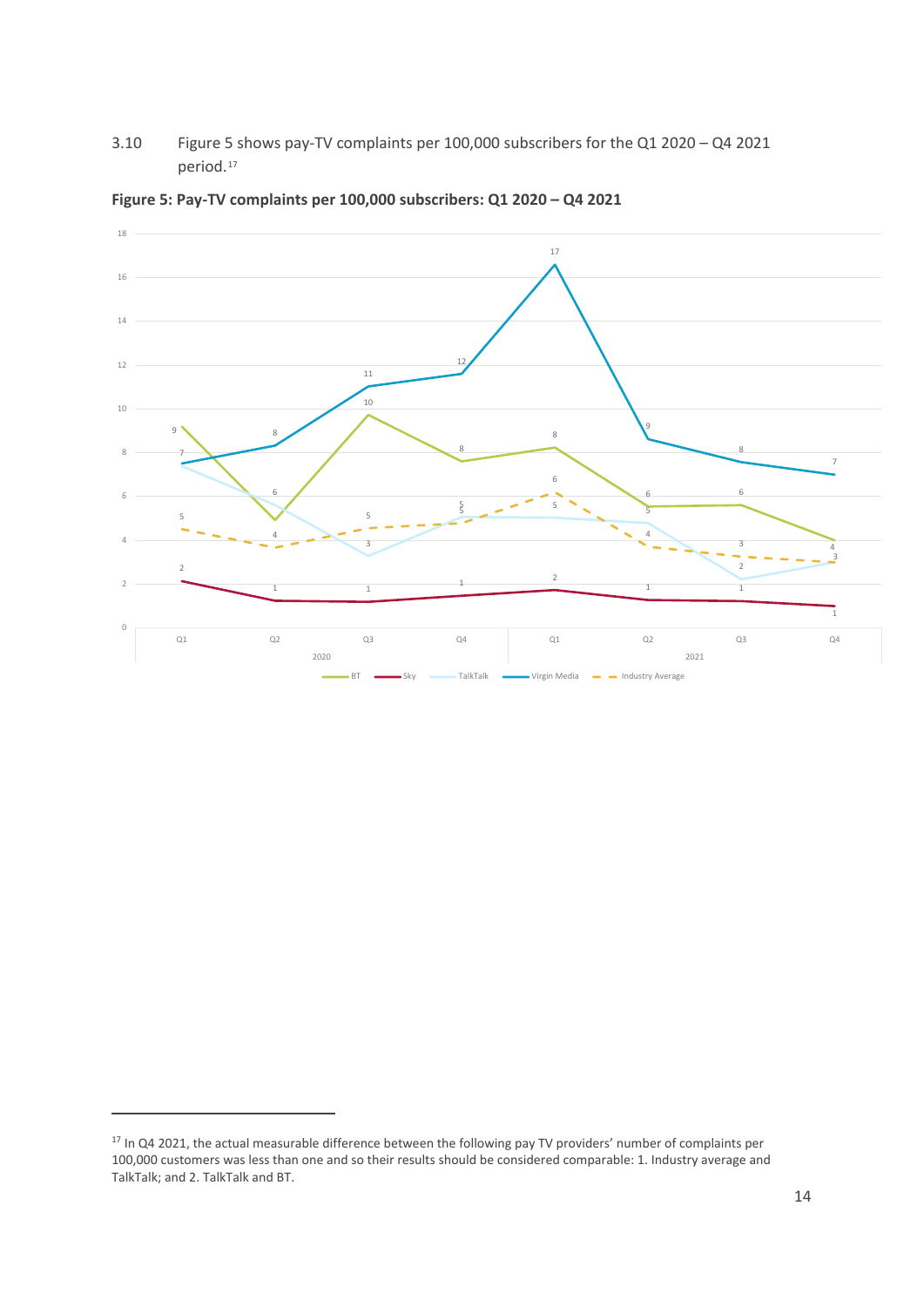3.10 Figure 5 shows pay-TV complaints per 100,000 subscribers for the Q1 2020 – Q4 2021 period.[17]

**Figure 5: Pay-TV complaints per 100,000 subscribers: Q1 2020 – Q4 2021**

| Year | Quarter | BT | Sky | TalkTalk | Virgin Media | Industry Average |
|---|---|---|---|---|---|---|
| 2020 | Q1 | 9 | 2 | 7 | 7 | 5 |
| 2020 | Q2 | 5 | 1 | 6 | 8 | 4 |
| 2020 | Q3 | 10 | 1 | 3 | 11 | 5 |
| 2020 | Q4 | 8 | 1 | 5 | 12 | 5 |
| 2021 | Q1 | 8 | 2 | 5 | 17 | 6 |
| 2021 | Q2 | 6 | 1 | 5 | 9 | 4 |
| 2021 | Q3 | 6 | 1 | 2 | 8 | 3 |
| 2021 | Q4 | 4 | 1 | 3 | 7 | 3 |

[17] In Q4 2021, the actual measurable difference between the following pay TV providers' number of complaints per 100,000 customers was less than one and so their results should be considered comparable: 1. Industry average and TalkTalk; and 2. TalkTalk and BT.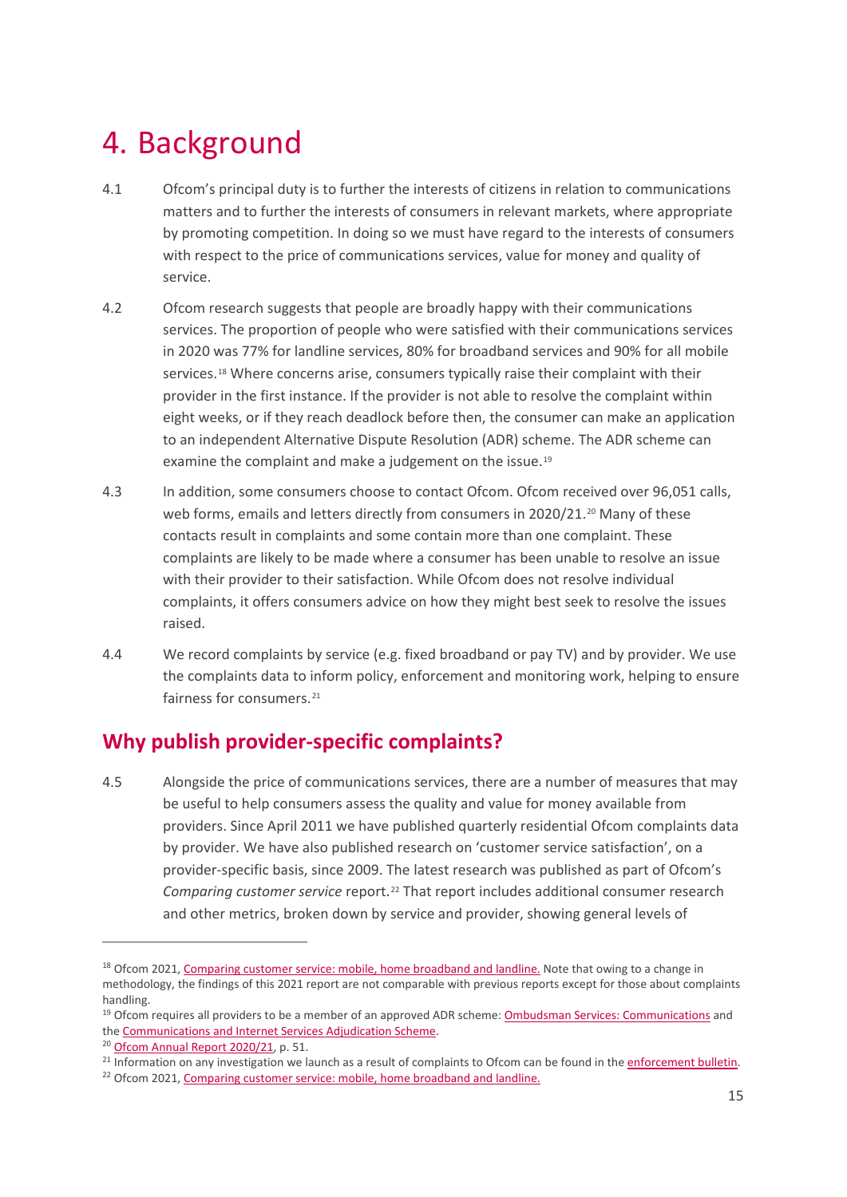# 4. Background

4.1 Ofcom's principal duty is to further the interests of citizens in relation to communications matters and to further the interests of consumers in relevant markets, where appropriate by promoting competition. In doing so we must have regard to the interests of consumers with respect to the price of communications services, value for money and quality of service.

4.2 Ofcom research suggests that people are broadly happy with their communications services. The proportion of people who were satisfied with their communications services in 2020 was 77% for landline services, 80% for broadband services and 90% for all mobile services.[18] Where concerns arise, consumers typically raise their complaint with their provider in the first instance. If the provider is not able to resolve the complaint within eight weeks, or if they reach deadlock before then, the consumer can make an application to an independent Alternative Dispute Resolution (ADR) scheme. The ADR scheme can examine the complaint and make a judgement on the issue.[19]

4.3 In addition, some consumers choose to contact Ofcom. Ofcom received over 96,051 calls, web forms, emails and letters directly from consumers in 2020/21.[20] Many of these contacts result in complaints and some contain more than one complaint. These complaints are likely to be made where a consumer has been unable to resolve an issue with their provider to their satisfaction. While Ofcom does not resolve individual complaints, it offers consumers advice on how they might best seek to resolve the issues raised.

4.4 We record complaints by service (e.g. fixed broadband or pay TV) and by provider. We use the complaints data to inform policy, enforcement and monitoring work, helping to ensure fairness for consumers.[21]

## Why publish provider-specific complaints?

4.5 Alongside the price of communications services, there are a number of measures that may be useful to help consumers assess the quality and value for money available from providers. Since April 2011 we have published quarterly residential Ofcom complaints data by provider. We have also published research on 'customer service satisfaction', on a provider-specific basis, since 2009. The latest research was published as part of Ofcom's *Comparing customer service* report.[22] That report includes additional consumer research and other metrics, broken down by service and provider, showing general levels of

---

[18] Ofcom 2021, Comparing customer service: mobile, home broadband and landline. Note that owing to a change in methodology, the findings of this 2021 report are not comparable with previous reports except for those about complaints handling.

[19] Ofcom requires all providers to be a member of an approved ADR scheme: Ombudsman Services: Communications and the Communications and Internet Services Adjudication Scheme.

[20] Ofcom Annual Report 2020/21, p. 51.

[21] Information on any investigation we launch as a result of complaints to Ofcom can be found in the enforcement bulletin.

[22] Ofcom 2021, Comparing customer service: mobile, home broadband and landline.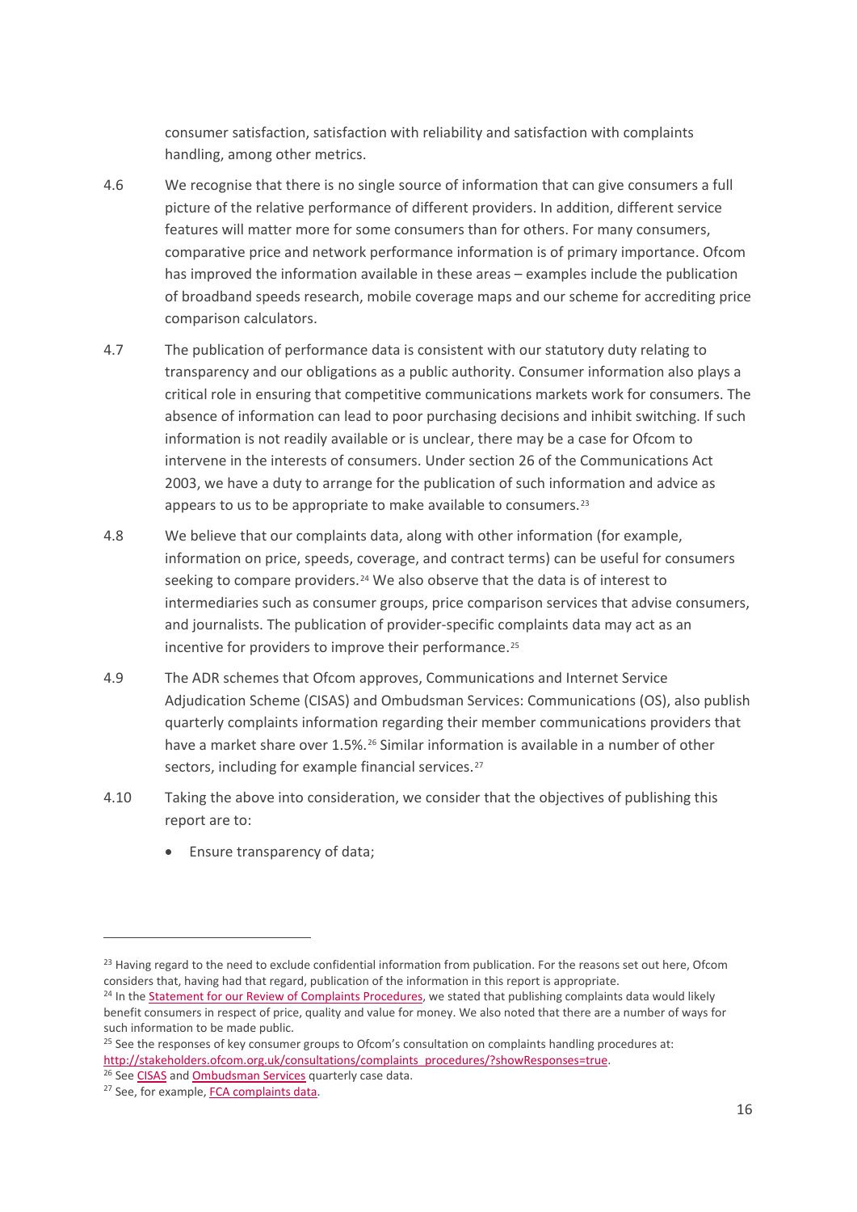consumer satisfaction, satisfaction with reliability and satisfaction with complaints handling, among other metrics.

4.6 We recognise that there is no single source of information that can give consumers a full picture of the relative performance of different providers. In addition, different service features will matter more for some consumers than for others. For many consumers, comparative price and network performance information is of primary importance. Ofcom has improved the information available in these areas – examples include the publication of broadband speeds research, mobile coverage maps and our scheme for accrediting price comparison calculators.

4.7 The publication of performance data is consistent with our statutory duty relating to transparency and our obligations as a public authority. Consumer information also plays a critical role in ensuring that competitive communications markets work for consumers. The absence of information can lead to poor purchasing decisions and inhibit switching. If such information is not readily available or is unclear, there may be a case for Ofcom to intervene in the interests of consumers. Under section 26 of the Communications Act 2003, we have a duty to arrange for the publication of such information and advice as appears to us to be appropriate to make available to consumers.[23]

4.8 We believe that our complaints data, along with other information (for example, information on price, speeds, coverage, and contract terms) can be useful for consumers seeking to compare providers.[24] We also observe that the data is of interest to intermediaries such as consumer groups, price comparison services that advise consumers, and journalists. The publication of provider-specific complaints data may act as an incentive for providers to improve their performance.[25]

4.9 The ADR schemes that Ofcom approves, Communications and Internet Service Adjudication Scheme (CISAS) and Ombudsman Services: Communications (OS), also publish quarterly complaints information regarding their member communications providers that have a market share over 1.5%.[26] Similar information is available in a number of other sectors, including for example financial services.[27]

4.10 Taking the above into consideration, we consider that the objectives of publishing this report are to:

- Ensure transparency of data;

---

[23] Having regard to the need to exclude confidential information from publication. For the reasons set out here, Ofcom considers that, having had that regard, publication of the information in this report is appropriate.

[24] In the Statement for our Review of Complaints Procedures, we stated that publishing complaints data would likely benefit consumers in respect of price, quality and value for money. We also noted that there are a number of ways for such information to be made public.

[25] See the responses of key consumer groups to Ofcom's consultation on complaints handling procedures at: http://stakeholders.ofcom.org.uk/consultations/complaints_procedures/?showResponses=true.

[26] See CISAS and Ombudsman Services quarterly case data.

[27] See, for example, FCA complaints data.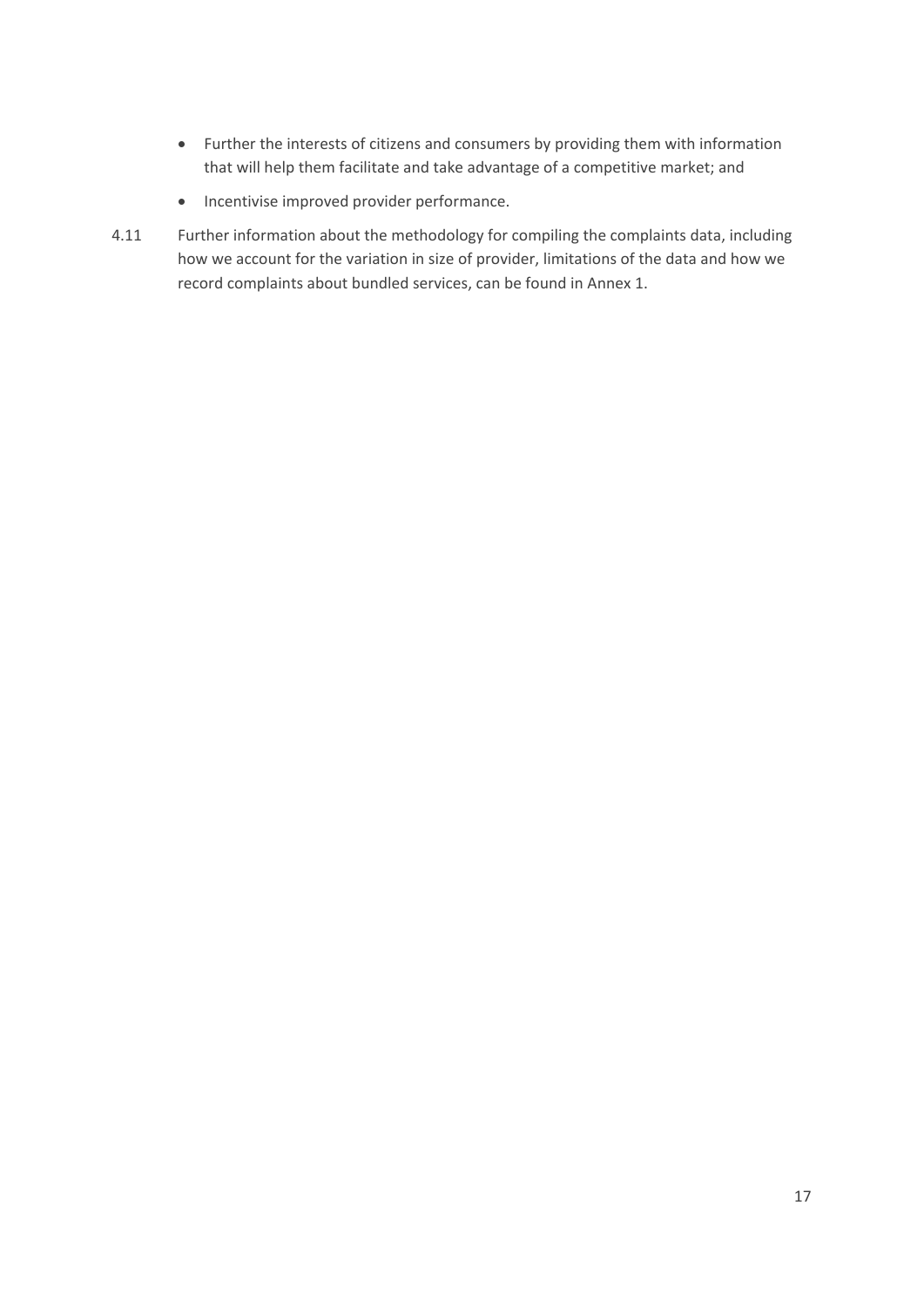- Further the interests of citizens and consumers by providing them with information that will help them facilitate and take advantage of a competitive market; and
- Incentivise improved provider performance.

4.11 Further information about the methodology for compiling the complaints data, including how we account for the variation in size of provider, limitations of the data and how we record complaints about bundled services, can be found in Annex 1.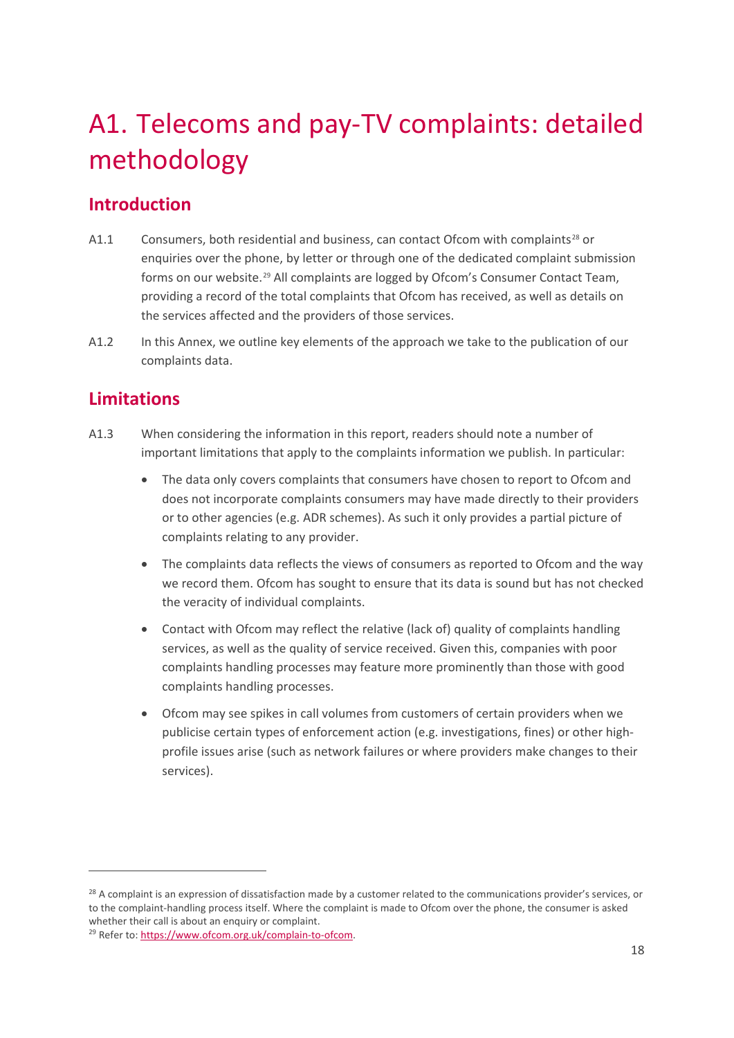# A1. Telecoms and pay-TV complaints: detailed methodology

## Introduction

A1.1 Consumers, both residential and business, can contact Ofcom with complaints[28] or enquiries over the phone, by letter or through one of the dedicated complaint submission forms on our website.[29] All complaints are logged by Ofcom's Consumer Contact Team, providing a record of the total complaints that Ofcom has received, as well as details on the services affected and the providers of those services.

A1.2 In this Annex, we outline key elements of the approach we take to the publication of our complaints data.

## Limitations

A1.3 When considering the information in this report, readers should note a number of important limitations that apply to the complaints information we publish. In particular:

- The data only covers complaints that consumers have chosen to report to Ofcom and does not incorporate complaints consumers may have made directly to their providers or to other agencies (e.g. ADR schemes). As such it only provides a partial picture of complaints relating to any provider.
- The complaints data reflects the views of consumers as reported to Ofcom and the way we record them. Ofcom has sought to ensure that its data is sound but has not checked the veracity of individual complaints.
- Contact with Ofcom may reflect the relative (lack of) quality of complaints handling services, as well as the quality of service received. Given this, companies with poor complaints handling processes may feature more prominently than those with good complaints handling processes.
- Ofcom may see spikes in call volumes from customers of certain providers when we publicise certain types of enforcement action (e.g. investigations, fines) or other high-profile issues arise (such as network failures or where providers make changes to their services).

---

[28] A complaint is an expression of dissatisfaction made by a customer related to the communications provider's services, or to the complaint-handling process itself. Where the complaint is made to Ofcom over the phone, the consumer is asked whether their call is about an enquiry or complaint.

[29] Refer to: https://www.ofcom.org.uk/complain-to-ofcom.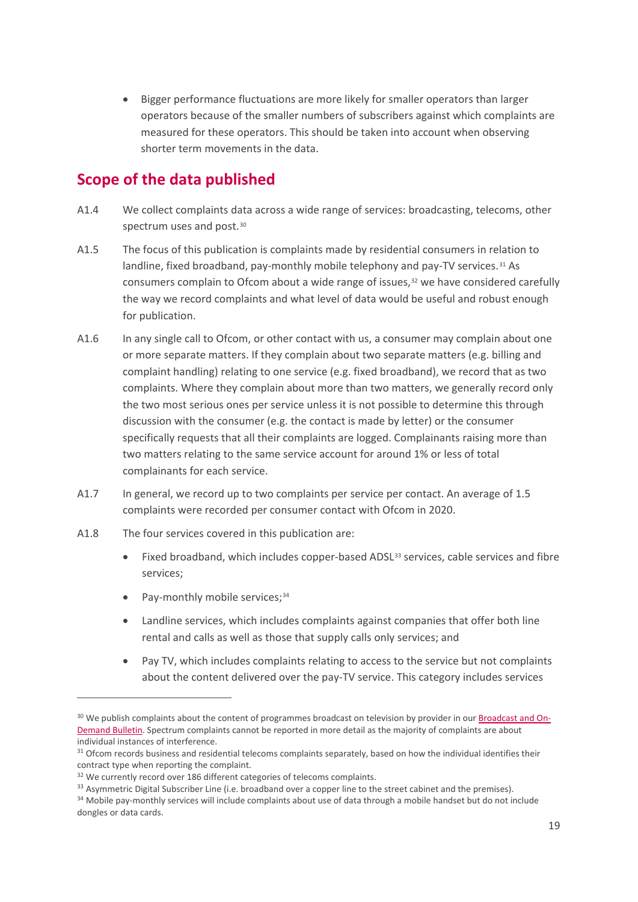- Bigger performance fluctuations are more likely for smaller operators than larger operators because of the smaller numbers of subscribers against which complaints are measured for these operators. This should be taken into account when observing shorter term movements in the data.

## Scope of the data published

A1.4 We collect complaints data across a wide range of services: broadcasting, telecoms, other spectrum uses and post.[30]

A1.5 The focus of this publication is complaints made by residential consumers in relation to landline, fixed broadband, pay-monthly mobile telephony and pay-TV services.[31] As consumers complain to Ofcom about a wide range of issues,[32] we have considered carefully the way we record complaints and what level of data would be useful and robust enough for publication.

A1.6 In any single call to Ofcom, or other contact with us, a consumer may complain about one or more separate matters. If they complain about two separate matters (e.g. billing and complaint handling) relating to one service (e.g. fixed broadband), we record that as two complaints. Where they complain about more than two matters, we generally record only the two most serious ones per service unless it is not possible to determine this through discussion with the consumer (e.g. the contact is made by letter) or the consumer specifically requests that all their complaints are logged. Complainants raising more than two matters relating to the same service account for around 1% or less of total complainants for each service.

A1.7 In general, we record up to two complaints per service per contact. An average of 1.5 complaints were recorded per consumer contact with Ofcom in 2020.

A1.8 The four services covered in this publication are:

- Fixed broadband, which includes copper-based ADSL[33] services, cable services and fibre services;
- Pay-monthly mobile services;[34]
- Landline services, which includes complaints against companies that offer both line rental and calls as well as those that supply calls only services; and
- Pay TV, which includes complaints relating to access to the service but not complaints about the content delivered over the pay-TV service. This category includes services

---

[30] We publish complaints about the content of programmes broadcast on television by provider in our Broadcast and On-Demand Bulletin. Spectrum complaints cannot be reported in more detail as the majority of complaints are about individual instances of interference.

[31] Ofcom records business and residential telecoms complaints separately, based on how the individual identifies their contract type when reporting the complaint.

[32] We currently record over 186 different categories of telecoms complaints.

[33] Asymmetric Digital Subscriber Line (i.e. broadband over a copper line to the street cabinet and the premises).

[34] Mobile pay-monthly services will include complaints about use of data through a mobile handset but do not include dongles or data cards.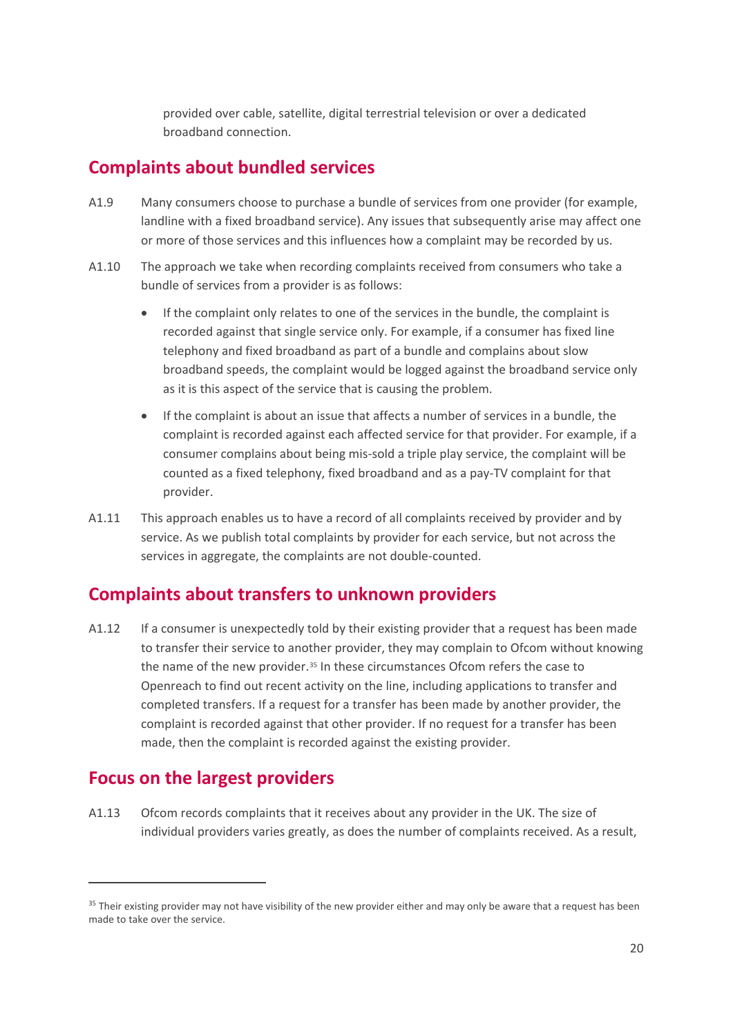provided over cable, satellite, digital terrestrial television or over a dedicated broadband connection.

## Complaints about bundled services

A1.9 Many consumers choose to purchase a bundle of services from one provider (for example, landline with a fixed broadband service). Any issues that subsequently arise may affect one or more of those services and this influences how a complaint may be recorded by us.

A1.10 The approach we take when recording complaints received from consumers who take a bundle of services from a provider is as follows:

- If the complaint only relates to one of the services in the bundle, the complaint is recorded against that single service only. For example, if a consumer has fixed line telephony and fixed broadband as part of a bundle and complains about slow broadband speeds, the complaint would be logged against the broadband service only as it is this aspect of the service that is causing the problem.
- If the complaint is about an issue that affects a number of services in a bundle, the complaint is recorded against each affected service for that provider. For example, if a consumer complains about being mis-sold a triple play service, the complaint will be counted as a fixed telephony, fixed broadband and as a pay-TV complaint for that provider.

A1.11 This approach enables us to have a record of all complaints received by provider and by service. As we publish total complaints by provider for each service, but not across the services in aggregate, the complaints are not double-counted.

## Complaints about transfers to unknown providers

A1.12 If a consumer is unexpectedly told by their existing provider that a request has been made to transfer their service to another provider, they may complain to Ofcom without knowing the name of the new provider.[35] In these circumstances Ofcom refers the case to Openreach to find out recent activity on the line, including applications to transfer and completed transfers. If a request for a transfer has been made by another provider, the complaint is recorded against that other provider. If no request for a transfer has been made, then the complaint is recorded against the existing provider.

## Focus on the largest providers

A1.13 Ofcom records complaints that it receives about any provider in the UK. The size of individual providers varies greatly, as does the number of complaints received. As a result,

[35] Their existing provider may not have visibility of the new provider either and may only be aware that a request has been made to take over the service.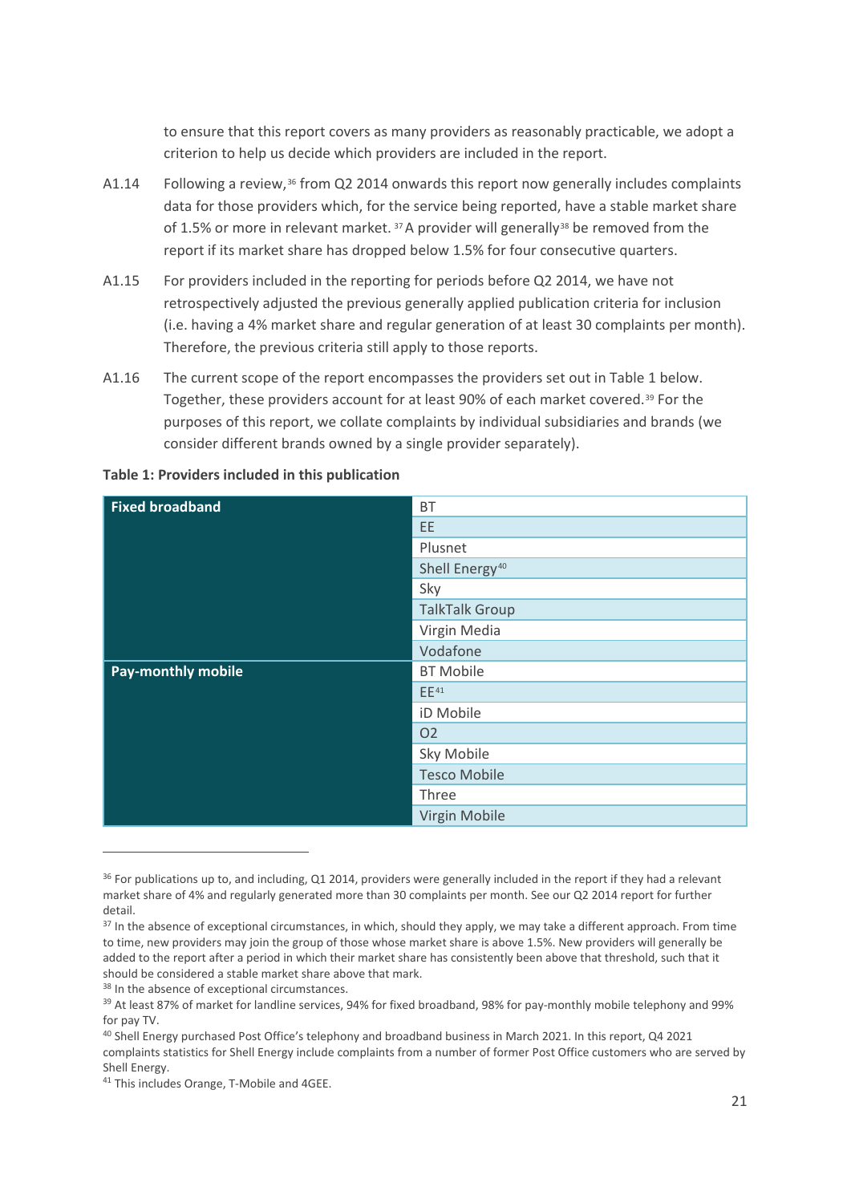to ensure that this report covers as many providers as reasonably practicable, we adopt a criterion to help us decide which providers are included in the report.

A1.14 Following a review,[36] from Q2 2014 onwards this report now generally includes complaints data for those providers which, for the service being reported, have a stable market share of 1.5% or more in relevant market. [37] A provider will generally[38] be removed from the report if its market share has dropped below 1.5% for four consecutive quarters.

A1.15 For providers included in the reporting for periods before Q2 2014, we have not retrospectively adjusted the previous generally applied publication criteria for inclusion (i.e. having a 4% market share and regular generation of at least 30 complaints per month). Therefore, the previous criteria still apply to those reports.

A1.16 The current scope of the report encompasses the providers set out in Table 1 below. Together, these providers account for at least 90% of each market covered.[39] For the purposes of this report, we collate complaints by individual subsidiaries and brands (we consider different brands owned by a single provider separately).

**Table 1: Providers included in this publication**

| | |
|---|---|
| **Fixed broadband** | BT |
| | EE |
| | Plusnet |
| | Shell Energy[40] |
| | Sky |
| | TalkTalk Group |
| | Virgin Media |
| | Vodafone |
| **Pay-monthly mobile** | BT Mobile |
| | EE[41] |
| | iD Mobile |
| | O2 |
| | Sky Mobile |
| | Tesco Mobile |
| | Three |
| | Virgin Mobile |

[36] For publications up to, and including, Q1 2014, providers were generally included in the report if they had a relevant market share of 4% and regularly generated more than 30 complaints per month. See our Q2 2014 report for further detail.

[37] In the absence of exceptional circumstances, in which, should they apply, we may take a different approach. From time to time, new providers may join the group of those whose market share is above 1.5%. New providers will generally be added to the report after a period in which their market share has consistently been above that threshold, such that it should be considered a stable market share above that mark.

[38] In the absence of exceptional circumstances.

[39] At least 87% of market for landline services, 94% for fixed broadband, 98% for pay-monthly mobile telephony and 99% for pay TV.

[40] Shell Energy purchased Post Office's telephony and broadband business in March 2021. In this report, Q4 2021 complaints statistics for Shell Energy include complaints from a number of former Post Office customers who are served by Shell Energy.

[41] This includes Orange, T-Mobile and 4GEE.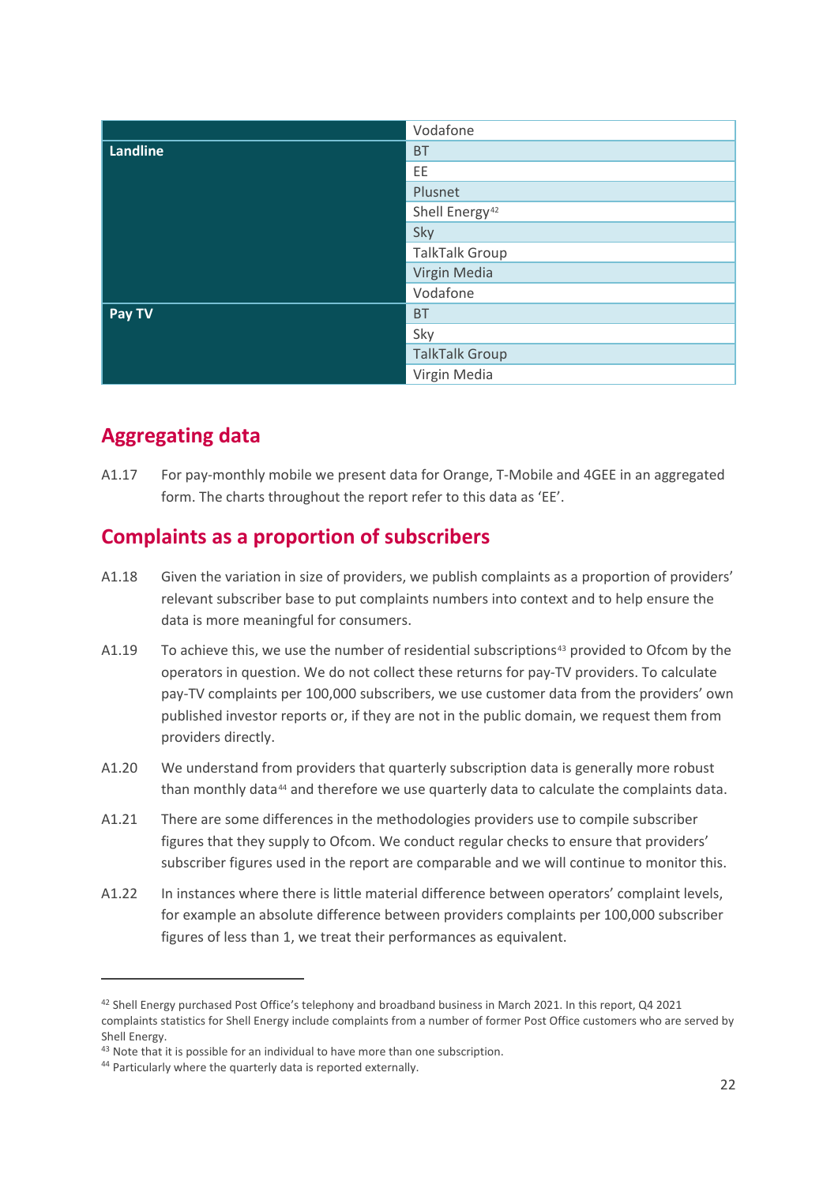| | |
|---|---|
| | Vodafone |
| **Landline** | BT |
| | EE |
| | Plusnet |
| | Shell Energy[42] |
| | Sky |
| | TalkTalk Group |
| | Virgin Media |
| | Vodafone |
| **Pay TV** | BT |
| | Sky |
| | TalkTalk Group |
| | Virgin Media |

## Aggregating data

A1.17 For pay-monthly mobile we present data for Orange, T-Mobile and 4GEE in an aggregated form. The charts throughout the report refer to this data as 'EE'.

## Complaints as a proportion of subscribers

A1.18 Given the variation in size of providers, we publish complaints as a proportion of providers' relevant subscriber base to put complaints numbers into context and to help ensure the data is more meaningful for consumers.

A1.19 To achieve this, we use the number of residential subscriptions[43] provided to Ofcom by the operators in question. We do not collect these returns for pay-TV providers. To calculate pay-TV complaints per 100,000 subscribers, we use customer data from the providers' own published investor reports or, if they are not in the public domain, we request them from providers directly.

A1.20 We understand from providers that quarterly subscription data is generally more robust than monthly data[44] and therefore we use quarterly data to calculate the complaints data.

A1.21 There are some differences in the methodologies providers use to compile subscriber figures that they supply to Ofcom. We conduct regular checks to ensure that providers' subscriber figures used in the report are comparable and we will continue to monitor this.

A1.22 In instances where there is little material difference between operators' complaint levels, for example an absolute difference between providers complaints per 100,000 subscriber figures of less than 1, we treat their performances as equivalent.

---

[42] Shell Energy purchased Post Office's telephony and broadband business in March 2021. In this report, Q4 2021 complaints statistics for Shell Energy include complaints from a number of former Post Office customers who are served by Shell Energy.

[43] Note that it is possible for an individual to have more than one subscription.

[44] Particularly where the quarterly data is reported externally.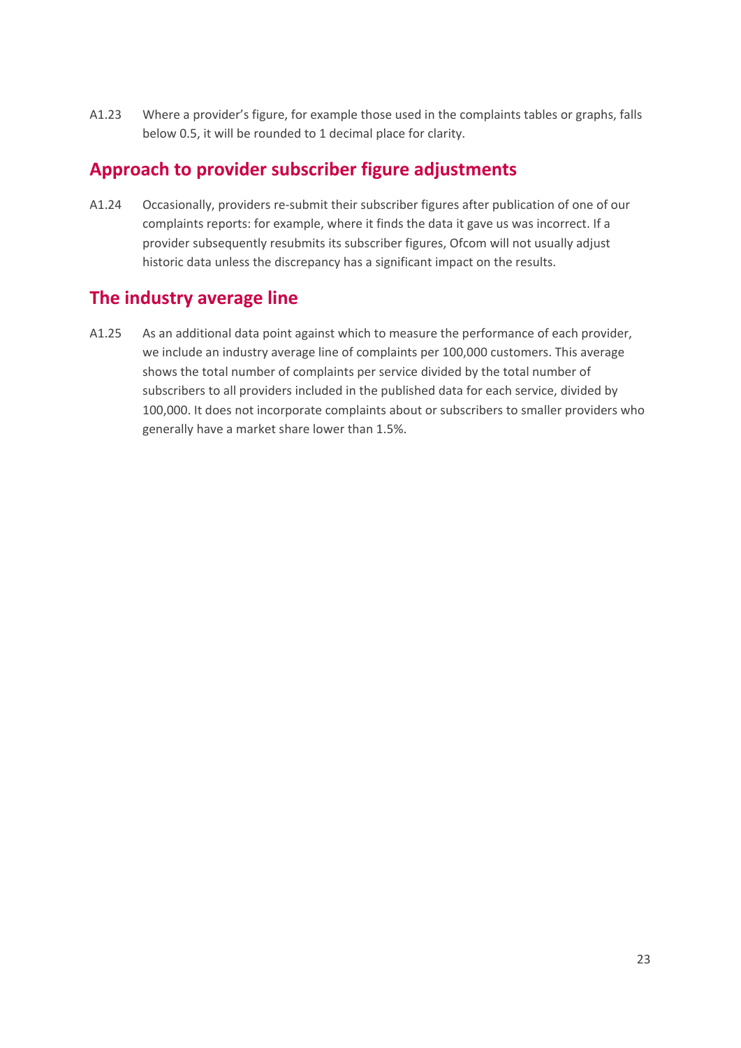A1.23 Where a provider's figure, for example those used in the complaints tables or graphs, falls below 0.5, it will be rounded to 1 decimal place for clarity.

## Approach to provider subscriber figure adjustments

A1.24 Occasionally, providers re-submit their subscriber figures after publication of one of our complaints reports: for example, where it finds the data it gave us was incorrect. If a provider subsequently resubmits its subscriber figures, Ofcom will not usually adjust historic data unless the discrepancy has a significant impact on the results.

## The industry average line

A1.25 As an additional data point against which to measure the performance of each provider, we include an industry average line of complaints per 100,000 customers. This average shows the total number of complaints per service divided by the total number of subscribers to all providers included in the published data for each service, divided by 100,000. It does not incorporate complaints about or subscribers to smaller providers who generally have a market share lower than 1.5%.